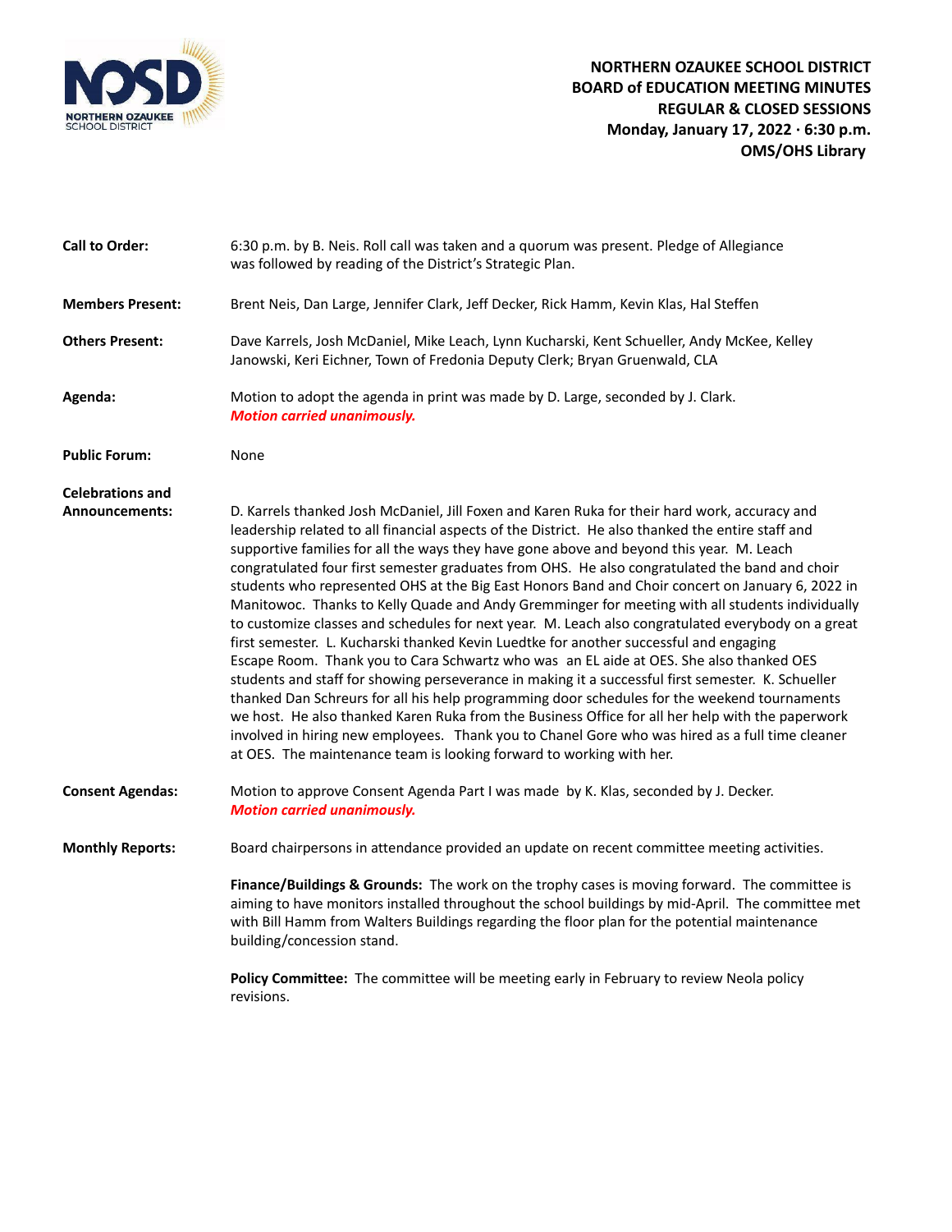# NORTHERN OZAUKEE SCHOOL DISTRICT
## BOARD of EDUCATION MEETING MINUTES
## REGULAR & CLOSED SESSIONS
**Monday, January 17, 2022 · 6:30 p.m.**
**OMS/OHS Library**

**Call to Order:** 6:30 p.m. by B. Neis. Roll call was taken and a quorum was present. Pledge of Allegiance was followed by reading of the District's Strategic Plan.

**Members Present:** Brent Neis, Dan Large, Jennifer Clark, Jeff Decker, Rick Hamm, Kevin Klas, Hal Steffen

**Others Present:** Dave Karrels, Josh McDaniel, Mike Leach, Lynn Kucharski, Kent Schueller, Andy McKee, Kelley Janowski, Keri Eichner, Town of Fredonia Deputy Clerk; Bryan Gruenwald, CLA

**Agenda:** Motion to adopt the agenda in print was made by D. Large, seconded by J. Clark.
***Motion carried unanimously.***

**Public Forum:** None

**Celebrations and Announcements:** D. Karrels thanked Josh McDaniel, Jill Foxen and Karen Ruka for their hard work, accuracy and leadership related to all financial aspects of the District. He also thanked the entire staff and supportive families for all the ways they have gone above and beyond this year. M. Leach congratulated four first semester graduates from OHS. He also congratulated the band and choir students who represented OHS at the Big East Honors Band and Choir concert on January 6, 2022 in Manitowoc. Thanks to Kelly Quade and Andy Gremminger for meeting with all students individually to customize classes and schedules for next year. M. Leach also congratulated everybody on a great first semester. L. Kucharski thanked Kevin Luedtke for another successful and engaging Escape Room. Thank you to Cara Schwartz who was an EL aide at OES. She also thanked OES students and staff for showing perseverance in making it a successful first semester. K. Schueller thanked Dan Schreurs for all his help programming door schedules for the weekend tournaments we host. He also thanked Karen Ruka from the Business Office for all her help with the paperwork involved in hiring new employees. Thank you to Chanel Gore who was hired as a full time cleaner at OES. The maintenance team is looking forward to working with her.

**Consent Agendas:** Motion to approve Consent Agenda Part I was made by K. Klas, seconded by J. Decker.
***Motion carried unanimously.***

**Monthly Reports:** Board chairpersons in attendance provided an update on recent committee meeting activities.

**Finance/Buildings & Grounds:** The work on the trophy cases is moving forward. The committee is aiming to have monitors installed throughout the school buildings by mid-April. The committee met with Bill Hamm from Walters Buildings regarding the floor plan for the potential maintenance building/concession stand.

**Policy Committee:** The committee will be meeting early in February to review Neola policy revisions.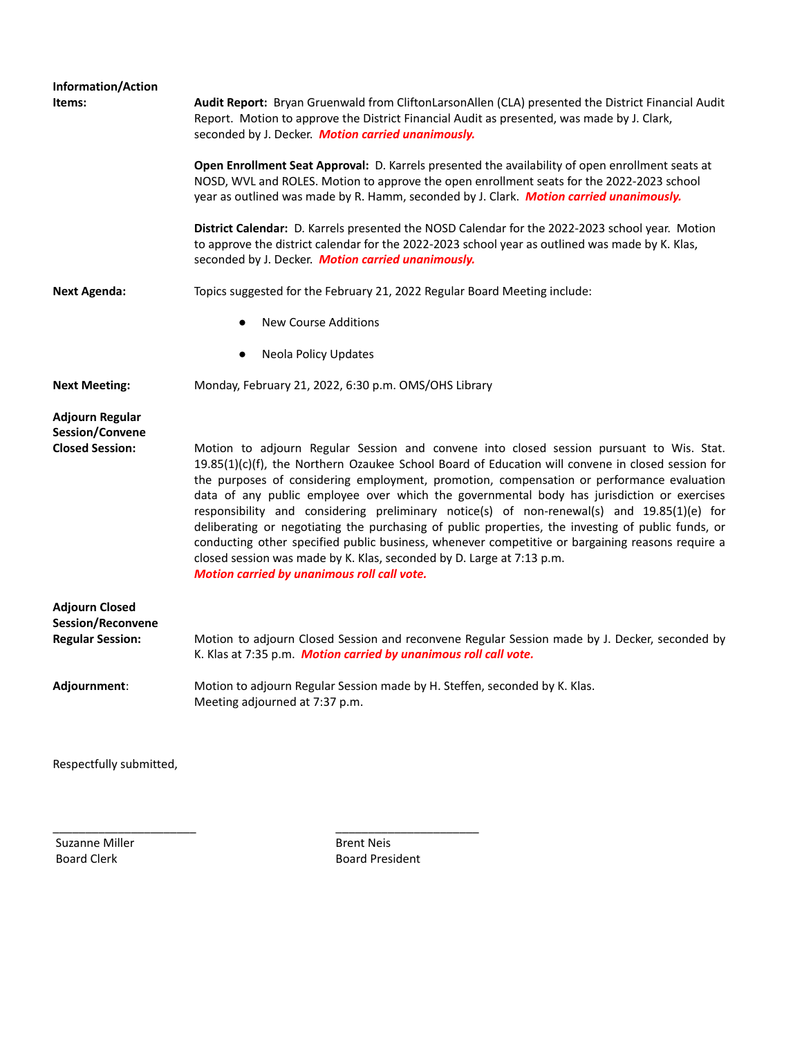**Information/Action Items:**

**Audit Report:** Bryan Gruenwald from CliftonLarsonAllen (CLA) presented the District Financial Audit Report. Motion to approve the District Financial Audit as presented, was made by J. Clark, seconded by J. Decker. ***Motion carried unanimously.***

**Open Enrollment Seat Approval:** D. Karrels presented the availability of open enrollment seats at NOSD, WVL and ROLES. Motion to approve the open enrollment seats for the 2022-2023 school year as outlined was made by R. Hamm, seconded by J. Clark. ***Motion carried unanimously.***

**District Calendar:** D. Karrels presented the NOSD Calendar for the 2022-2023 school year. Motion to approve the district calendar for the 2022-2023 school year as outlined was made by K. Klas, seconded by J. Decker. ***Motion carried unanimously.***

**Next Agenda:** Topics suggested for the February 21, 2022 Regular Board Meeting include:

- New Course Additions
- Neola Policy Updates

**Next Meeting:** Monday, February 21, 2022, 6:30 p.m. OMS/OHS Library

**Adjourn Regular Session/Convene Closed Session:** Motion to adjourn Regular Session and convene into closed session pursuant to Wis. Stat. 19.85(1)(c)(f), the Northern Ozaukee School Board of Education will convene in closed session for the purposes of considering employment, promotion, compensation or performance evaluation data of any public employee over which the governmental body has jurisdiction or exercises responsibility and considering preliminary notice(s) of non-renewal(s) and 19.85(1)(e) for deliberating or negotiating the purchasing of public properties, the investing of public funds, or conducting other specified public business, whenever competitive or bargaining reasons require a closed session was made by K. Klas, seconded by D. Large at 7:13 p.m.
***Motion carried by unanimous roll call vote.***

**Adjourn Closed Session/Reconvene Regular Session:** Motion to adjourn Closed Session and reconvene Regular Session made by J. Decker, seconded by K. Klas at 7:35 p.m. ***Motion carried by unanimous roll call vote.***

**Adjournment:** Motion to adjourn Regular Session made by H. Steffen, seconded by K. Klas.
Meeting adjourned at 7:37 p.m.

Respectfully submitted,

______________________
Suzanne Miller
Board Clerk

______________________
Brent Neis
Board President